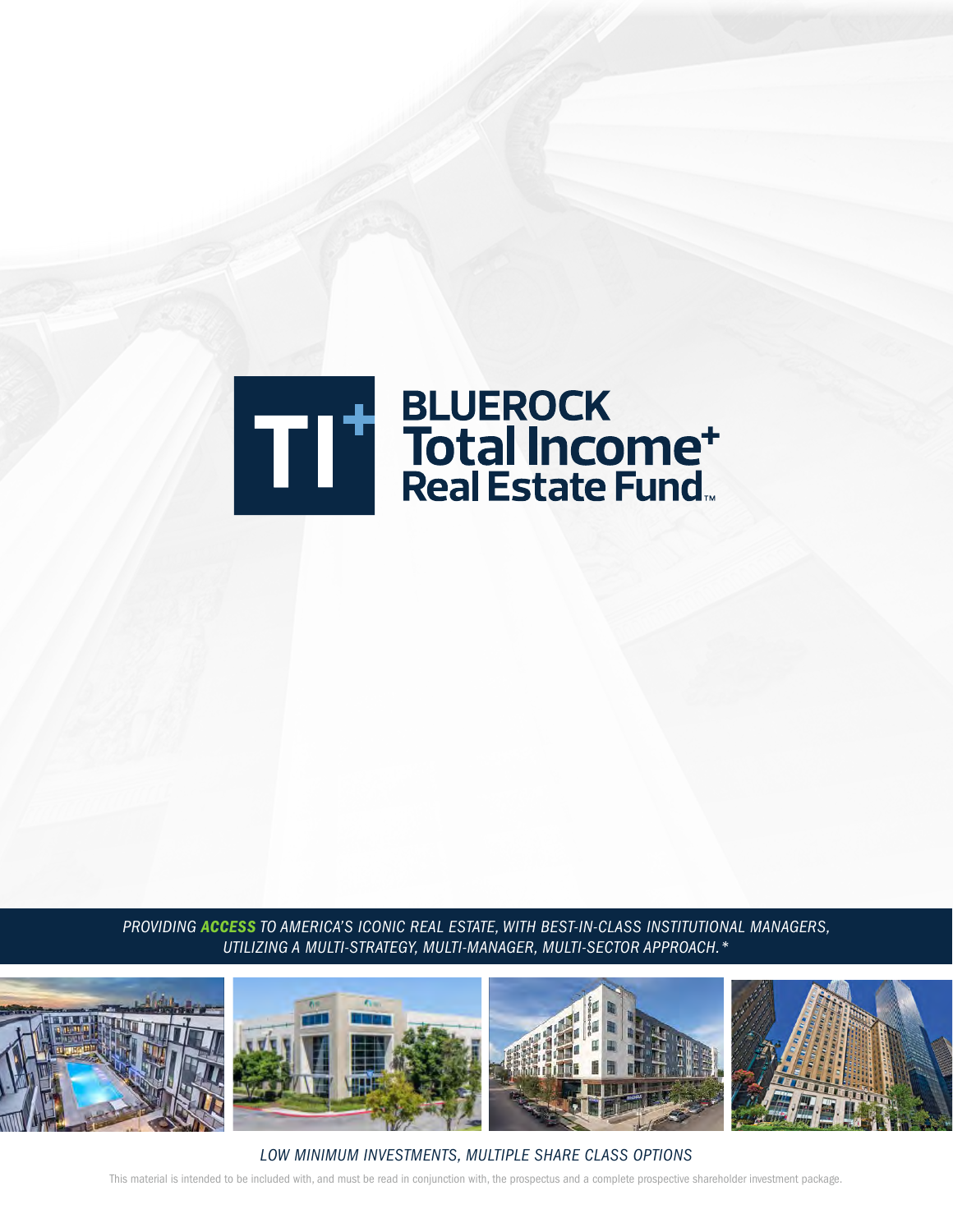# BLUEROCK Total Income+ Real Estate Fund™

*PROVIDING **ACCESS** TO AMERICA'S ICONIC REAL ESTATE, WITH BEST-IN-CLASS INSTITUTIONAL MANAGERS, UTILIZING A MULTI-STRATEGY, MULTI-MANAGER, MULTI-SECTOR APPROACH.**

*LOW MINIMUM INVESTMENTS, MULTIPLE SHARE CLASS OPTIONS*

This material is intended to be included with, and must be read in conjunction with, the prospectus and a complete prospective shareholder investment package.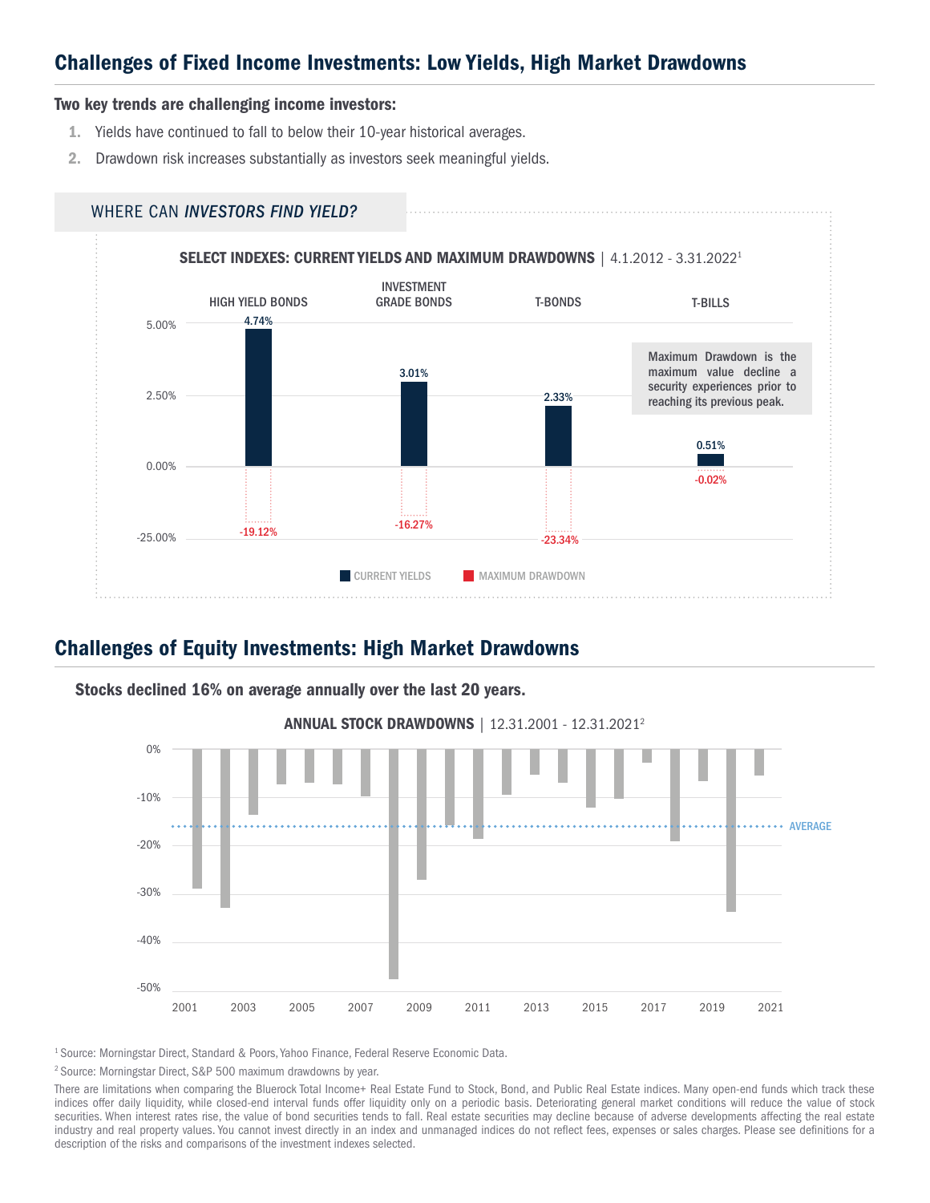## Challenges of Fixed Income Investments: Low Yields, High Market Drawdowns

**Two key trends are challenging income investors:**

1. Yields have continued to fall to below their 10-year historical averages.
2. Drawdown risk increases substantially as investors seek meaningful yields.

WHERE CAN *INVESTORS FIND YIELD?*

**SELECT INDEXES: CURRENT YIELDS AND MAXIMUM DRAWDOWNS** | 4.1.2012 - 3.31.2022[1]

| | HIGH YIELD BONDS | INVESTMENT GRADE BONDS | T-BONDS | T-BILLS |
|---|---|---|---|---|
| CURRENT YIELDS | 4.74% | 3.01% | 2.33% | 0.51% |
| MAXIMUM DRAWDOWN | -19.12% | -16.27% | -23.34% | -0.02% |

Maximum Drawdown is the maximum value decline a security experiences prior to reaching its previous peak.

## Challenges of Equity Investments: High Market Drawdowns

**Stocks declined 16% on average annually over the last 20 years.**

**ANNUAL STOCK DRAWDOWNS** | 12.31.2001 - 12.31.2021[2]

[1] Source: Morningstar Direct, Standard & Poors, Yahoo Finance, Federal Reserve Economic Data.

[2] Source: Morningstar Direct, S&P 500 maximum drawdowns by year.

There are limitations when comparing the Bluerock Total Income+ Real Estate Fund to Stock, Bond, and Public Real Estate indices. Many open-end funds which track these indices offer daily liquidity, while closed-end interval funds offer liquidity only on a periodic basis. Deteriorating general market conditions will reduce the value of stock securities. When interest rates rise, the value of bond securities tends to fall. Real estate securities may decline because of adverse developments affecting the real estate industry and real property values. You cannot invest directly in an index and unmanaged indices do not reflect fees, expenses or sales charges. Please see definitions for a description of the risks and comparisons of the investment indexes selected.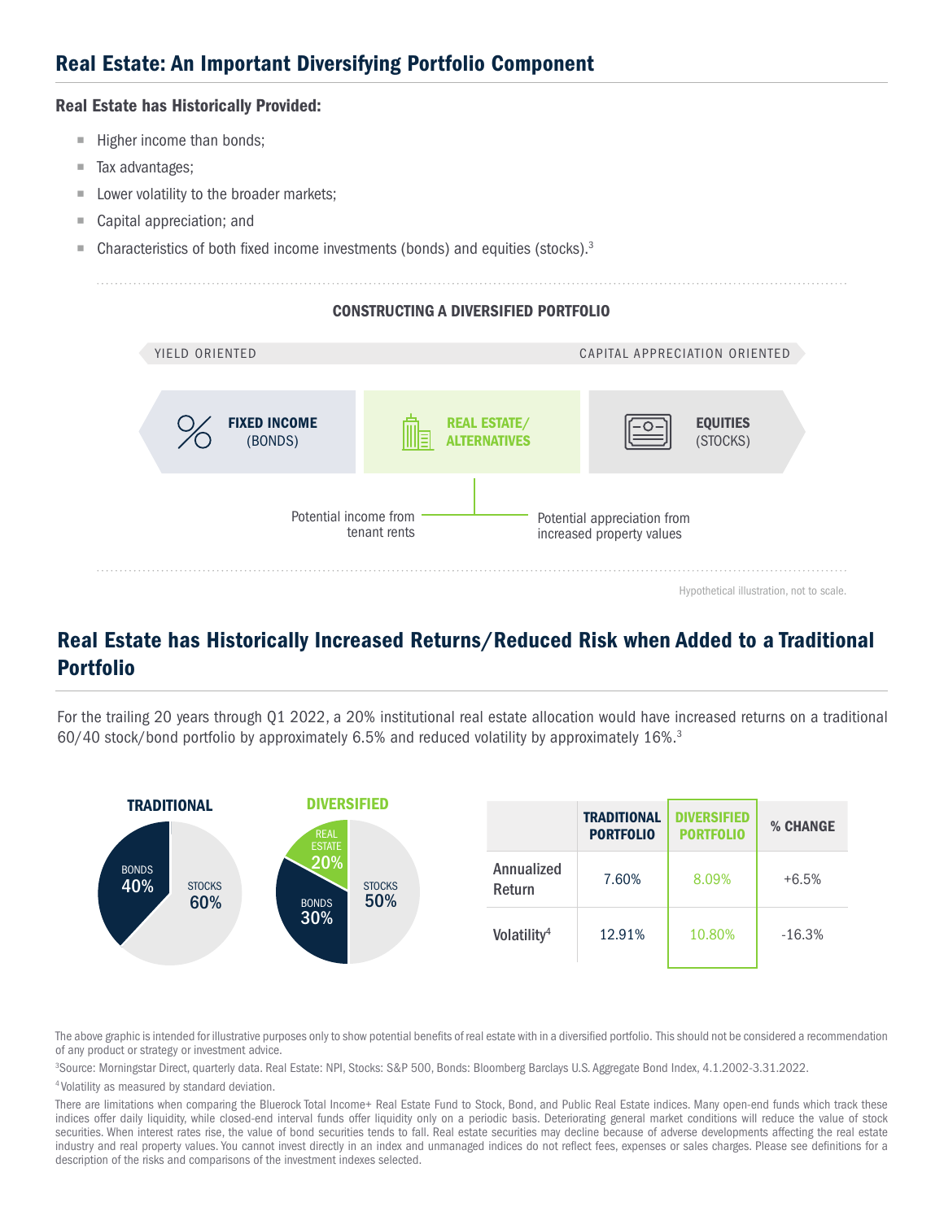## Real Estate: An Important Diversifying Portfolio Component

**Real Estate has Historically Provided:**

- Higher income than bonds;
- Tax advantages;
- Lower volatility to the broader markets;
- Capital appreciation; and
- Characteristics of both fixed income investments (bonds) and equities (stocks).[3]

**CONSTRUCTING A DIVERSIFIED PORTFOLIO**

YIELD ORIENTED — CAPITAL APPRECIATION ORIENTED

**FIXED INCOME** (BONDS) | **REAL ESTATE/ ALTERNATIVES** | **EQUITIES** (STOCKS)

Potential income from tenant rents

Potential appreciation from increased property values

Hypothetical illustration, not to scale.

## Real Estate has Historically Increased Returns/Reduced Risk when Added to a Traditional Portfolio

For the trailing 20 years through Q1 2022, a 20% institutional real estate allocation would have increased returns on a traditional 60/40 stock/bond portfolio by approximately 6.5% and reduced volatility by approximately 16%.[3]

**TRADITIONAL**: BONDS 40%, STOCKS 60%

**DIVERSIFIED**: REAL ESTATE 20%, BONDS 30%, STOCKS 50%

| | TRADITIONAL PORTFOLIO | DIVERSIFIED PORTFOLIO | % CHANGE |
|---|---|---|---|
| Annualized Return | 7.60% | 8.09% | +6.5% |
| Volatility[4] | 12.91% | 10.80% | -16.3% |

The above graphic is intended for illustrative purposes only to show potential benefits of real estate with in a diversified portfolio. This should not be considered a recommendation of any product or strategy or investment advice.

[3]Source: Morningstar Direct, quarterly data. Real Estate: NPI, Stocks: S&P 500, Bonds: Bloomberg Barclays U.S. Aggregate Bond Index, 4.1.2002-3.31.2022.

[4]Volatility as measured by standard deviation.

There are limitations when comparing the Bluerock Total Income+ Real Estate Fund to Stock, Bond, and Public Real Estate indices. Many open-end funds which track these indices offer daily liquidity, while closed-end interval funds offer liquidity only on a periodic basis. Deteriorating general market conditions will reduce the value of stock securities. When interest rates rise, the value of bond securities tends to fall. Real estate securities may decline because of adverse developments affecting the real estate industry and real property values. You cannot invest directly in an index and unmanaged indices do not reflect fees, expenses or sales charges. Please see definitions for a description of the risks and comparisons of the investment indexes selected.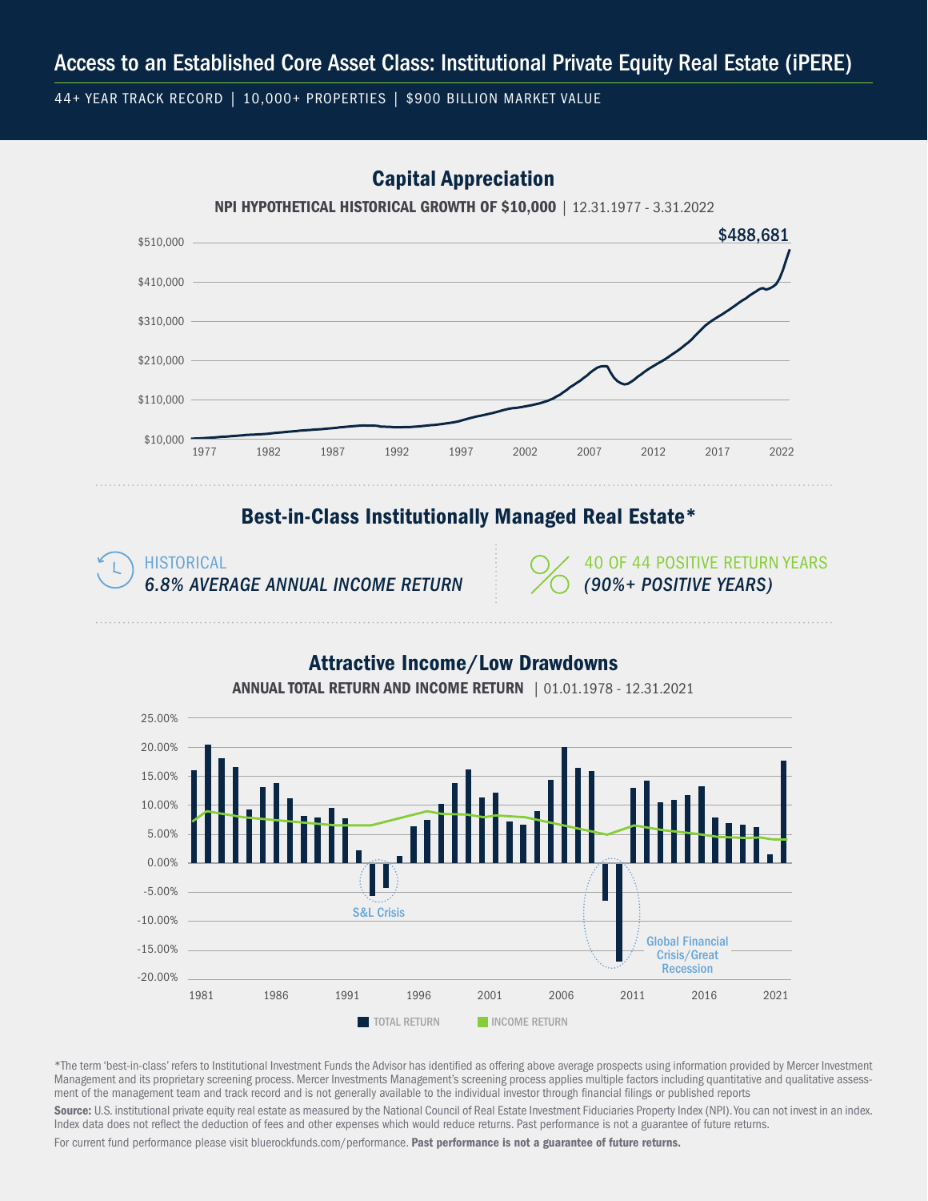# Access to an Established Core Asset Class: Institutional Private Equity Real Estate (iPERE)

44+ YEAR TRACK RECORD | 10,000+ PROPERTIES | $900 BILLION MARKET VALUE

## Capital Appreciation

**NPI HYPOTHETICAL HISTORICAL GROWTH OF $10,000** | 12.31.1977 - 3.31.2022

$488,681

## Best-in-Class Institutionally Managed Real Estate*

HISTORICAL
*6.8% AVERAGE ANNUAL INCOME RETURN*

40 OF 44 POSITIVE RETURN YEARS
*(90%+ POSITIVE YEARS)*

## Attractive Income/Low Drawdowns

**ANNUAL TOTAL RETURN AND INCOME RETURN** | 01.01.1978 - 12.31.2021

S&L Crisis

Global Financial Crisis/Great Recession

TOTAL RETURN | INCOME RETURN

*The term 'best-in-class' refers to Institutional Investment Funds the Advisor has identified as offering above average prospects using information provided by Mercer Investment Management and its proprietary screening process. Mercer Investments Management's screening process applies multiple factors including quantitative and qualitative assessment of the management team and track record and is not generally available to the individual investor through financial filings or published reports

**Source:** U.S. institutional private equity real estate as measured by the National Council of Real Estate Investment Fiduciaries Property Index (NPI). You can not invest in an index. Index data does not reflect the deduction of fees and other expenses which would reduce returns. Past performance is not a guarantee of future returns.

For current fund performance please visit bluerockfunds.com/performance. **Past performance is not a guarantee of future returns.**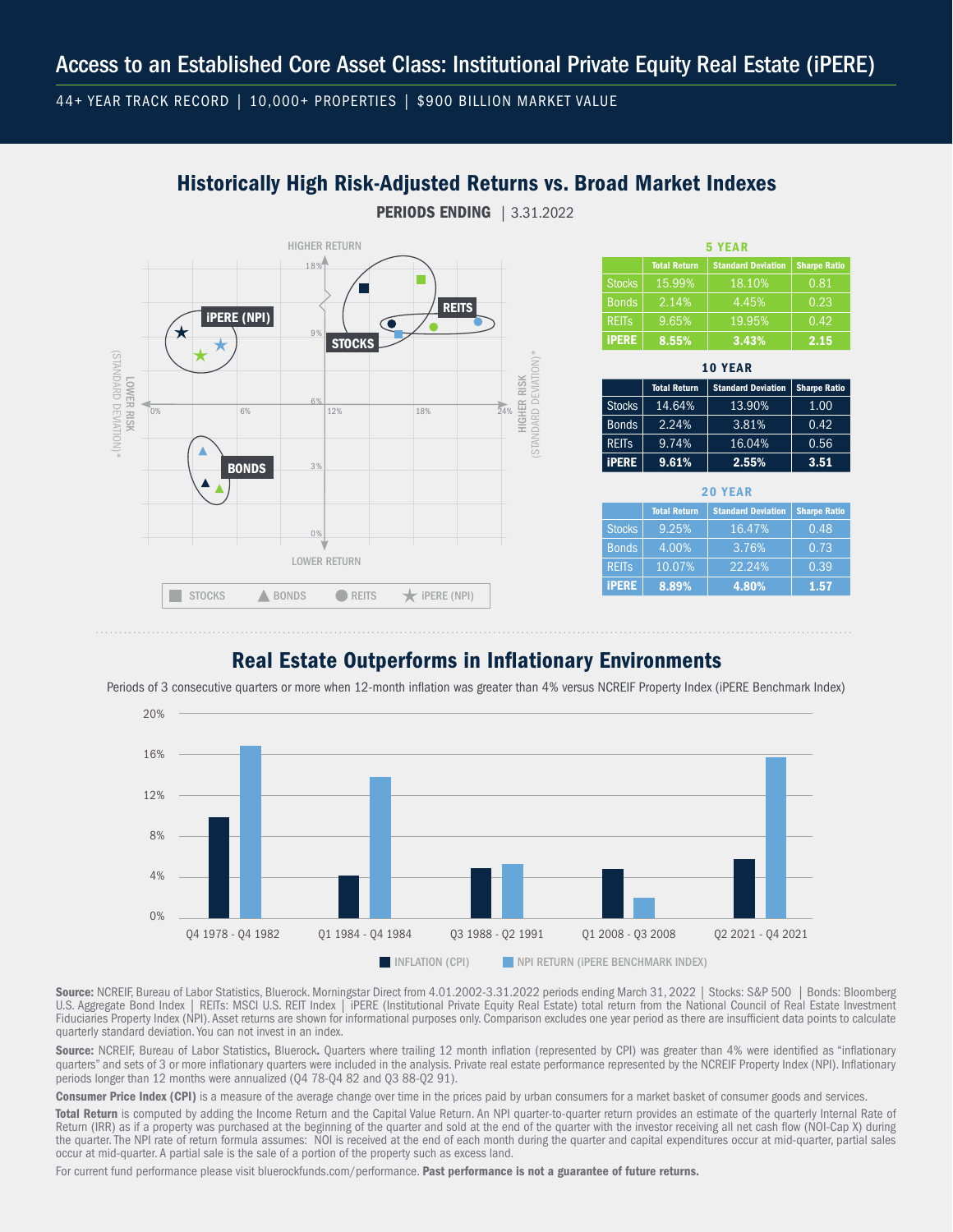# Access to an Established Core Asset Class: Institutional Private Equity Real Estate (iPERE)

44+ YEAR TRACK RECORD | 10,000+ PROPERTIES | $900 BILLION MARKET VALUE

## Historically High Risk-Adjusted Returns vs. Broad Market Indexes

**PERIODS ENDING** | 3.31.2022

**5 YEAR**

| | Total Return | Standard Deviation | Sharpe Ratio |
|---|---|---|---|
| Stocks | 15.99% | 18.10% | 0.81 |
| Bonds | 2.14% | 4.45% | 0.23 |
| REITs | 9.65% | 19.95% | 0.42 |
| **iPERE** | **8.55%** | **3.43%** | **2.15** |

**10 YEAR**

| | Total Return | Standard Deviation | Sharpe Ratio |
|---|---|---|---|
| Stocks | 14.64% | 13.90% | 1.00 |
| Bonds | 2.24% | 3.81% | 0.42 |
| REITs | 9.74% | 16.04% | 0.56 |
| **iPERE** | **9.61%** | **2.55%** | **3.51** |

**20 YEAR**

| | Total Return | Standard Deviation | Sharpe Ratio |
|---|---|---|---|
| Stocks | 9.25% | 16.47% | 0.48 |
| Bonds | 4.00% | 3.76% | 0.73 |
| REITs | 10.07% | 22.24% | 0.39 |
| **iPERE** | **8.89%** | **4.80%** | **1.57** |

## Real Estate Outperforms in Inflationary Environments

Periods of 3 consecutive quarters or more when 12-month inflation was greater than 4% versus NCREIF Property Index (iPERE Benchmark Index)

**Source:** NCREIF, Bureau of Labor Statistics, Bluerock. Morningstar Direct from 4.01.2002-3.31.2022 periods ending March 31, 2022 | Stocks: S&P 500 | Bonds: Bloomberg U.S. Aggregate Bond Index | REITs: MSCI U.S. REIT Index | iPERE (Institutional Private Equity Real Estate) total return from the National Council of Real Estate Investment Fiduciaries Property Index (NPI). Asset returns are shown for informational purposes only. Comparison excludes one year period as there are insufficient data points to calculate quarterly standard deviation. You can not invest in an index.

**Source:** NCREIF, Bureau of Labor Statistics, Bluerock. Quarters where trailing 12 month inflation (represented by CPI) was greater than 4% were identified as "inflationary quarters" and sets of 3 or more inflationary quarters were included in the analysis. Private real estate performance represented by the NCREIF Property Index (NPI). Inflationary periods longer than 12 months were annualized (Q4 78-Q4 82 and Q3 88-Q2 91).

**Consumer Price Index (CPI)** is a measure of the average change over time in the prices paid by urban consumers for a market basket of consumer goods and services.

**Total Return** is computed by adding the Income Return and the Capital Value Return. An NPI quarter-to-quarter return provides an estimate of the quarterly Internal Rate of Return (IRR) as if a property was purchased at the beginning of the quarter and sold at the end of the quarter with the investor receiving all net cash flow (NOI-Cap X) during the quarter. The NPI rate of return formula assumes: NOI is received at the end of each month during the quarter and capital expenditures occur at mid-quarter, partial sales occur at mid-quarter. A partial sale is the sale of a portion of the property such as excess land.

For current fund performance please visit bluerockfunds.com/performance. **Past performance is not a guarantee of future returns.**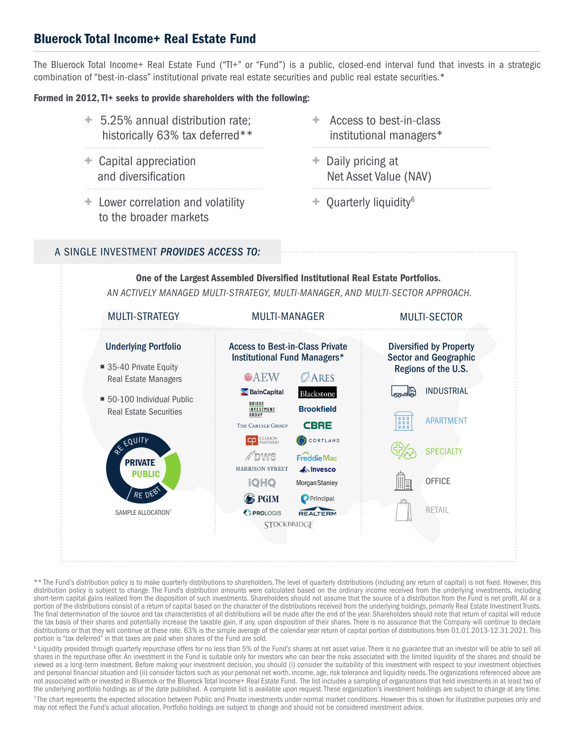# Bluerock Total Income+ Real Estate Fund

The Bluerock Total Income+ Real Estate Fund ("TI+" or "Fund") is a public, closed-end interval fund that invests in a strategic combination of "best-in-class" institutional private real estate securities and public real estate securities.*

**Formed in 2012, TI+ seeks to provide shareholders with the following:**

- 5.25% annual distribution rate; historically 63% tax deferred**
- Access to best-in-class institutional managers*
- Capital appreciation and diversification
- Daily pricing at Net Asset Value (NAV)
- Lower correlation and volatility to the broader markets
- Quarterly liquidity[6]

## A SINGLE INVESTMENT *PROVIDES ACCESS TO:*

**One of the Largest Assembled Diversified Institutional Real Estate Portfolios.**

*AN ACTIVELY MANAGED MULTI-STRATEGY, MULTI-MANAGER, AND MULTI-SECTOR APPROACH.*

### MULTI-STRATEGY

**Underlying Portfolio**

- 35-40 Private Equity Real Estate Managers
- 50-100 Individual Public Real Estate Securities

RE EQUITY — PRIVATE — PUBLIC — RE DEBT

SAMPLE ALLOCATION[7]

### MULTI-MANAGER

**Access to Best-in-Class Private Institutional Fund Managers***

AEW, ARES, BainCapital, Blackstone, Bridge Investment Group, Brookfield, The Carlyle Group, CBRE, Clarion Partners, Cortland, DWS, Freddie Mac, Harrison Street, Invesco, IQHQ, Morgan Stanley, PGIM, Principal, Prologis, Realterm, Stockbridge

### MULTI-SECTOR

**Diversified by Property Sector and Geographic Regions of the U.S.**

- INDUSTRIAL
- APARTMENT
- SPECIALTY
- OFFICE
- RETAIL

** The Fund's distribution policy is to make quarterly distributions to shareholders. The level of quarterly distributions (including any return of capital) is not fixed. However, this distribution policy is subject to change. The Fund's distribution amounts were calculated based on the ordinary income received from the underlying investments, including short-term capital gains realized from the disposition of such investments. Shareholders should not assume that the source of a distribution from the Fund is net profit. All or a portion of the distributions consist of a return of capital based on the character of the distributions received from the underlying holdings, primarily Real Estate Investment Trusts. The final determination of the source and tax characteristics of all distributions will be made after the end of the year. Shareholders should note that return of capital will reduce the tax basis of their shares and potentially increase the taxable gain, if any, upon disposition of their shares. There is no assurance that the Company will continue to declare distributions or that they will continue at these rate. 63% is the simple average of the calendar year return of capital portion of distributions from 01.01.2013-12.31.2021. This portion is "tax deferred" in that taxes are paid when shares of the Fund are sold.

[6] Liquidity provided through quarterly repurchase offers for no less than 5% of the Fund's shares at net asset value. There is no guarantee that an investor will be able to sell all shares in the repurchase offer. An investment in the Fund is suitable only for investors who can bear the risks associated with the limited liquidity of the shares and should be viewed as a long-term investment. Before making your investment decision, you should (i) consider the suitability of this investment with respect to your investment objectives and personal financial situation and (ii) consider factors such as your personal net worth, income, age, risk tolerance and liquidity needs. The organizations referenced above are not associated with or invested in Bluerock or the Bluerock Total Income+ Real Estate Fund. The list includes a sampling of organizations that held investments in at least two of the underlying portfolio holdings as of the date published. A complete list is available upon request. These organization's investment holdings are subject to change at any time.

[7] The chart represents the expected allocation between Public and Private investments under normal market conditions. However this is shown for illustrative purposes only and may not reflect the Fund's actual allocation. Portfolio holdings are subject to change and should not be considered investment advice.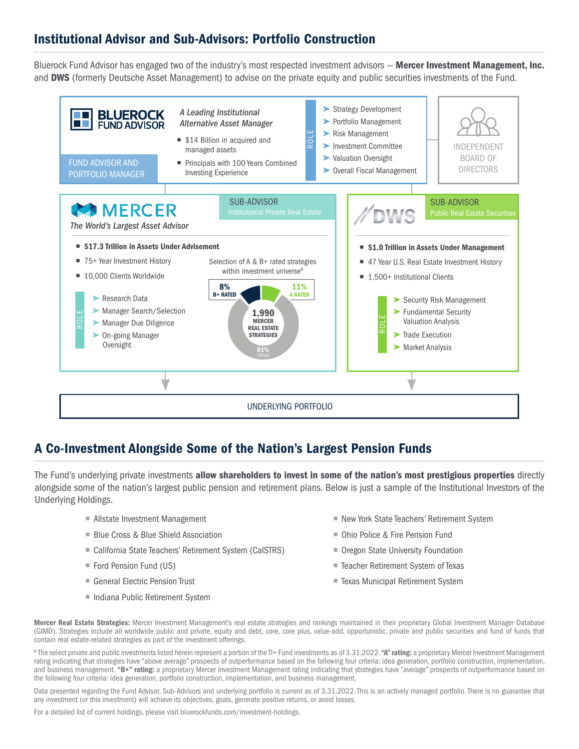## Institutional Advisor and Sub-Advisors: Portfolio Construction

Bluerock Fund Advisor has engaged two of the industry's most respected investment advisors – **Mercer Investment Management, Inc.** and **DWS** (formerly Deutsche Asset Management) to advise on the private equity and public securities investments of the Fund.

**BLUEROCK FUND ADVISOR**

FUND ADVISOR AND PORTFOLIO MANAGER

*A Leading Institutional Alternative Asset Manager*

- $14 Billion in acquired and managed assets
- Principals with 100 Years Combined Investing Experience

ROLE

- Strategy Development
- Portfolio Management
- Risk Management
- Investment Committee
- Valuation Oversight
- Overall Fiscal Management

INDEPENDENT BOARD OF DIRECTORS

**MERCER**

*The World's Largest Asset Advisor*

SUB-ADVISOR
Institutional Private Real Estate

- **$17.3 Trillion in Assets Under Advisement**
- 75+ Year Investment History
- 10,000 Clients Worldwide

ROLE

- Research Data
- Manager Search/Selection
- Manager Due Diligence
- On-going Manager Oversight

Selection of A & B+ rated strategies within investment universe[8]

1,990 MERCER REAL ESTATE STRATEGIES: 8% B+ RATED; 11% A RATED; 81% Other

**DWS**

SUB-ADVISOR
Public Real Estate Securities

- **$1.0 Trillion in Assets Under Management**
- 47 Year U.S. Real Estate Investment History
- 1,500+ Institutional Clients

ROLE

- Security Risk Management
- Fundamental Security Valuation Analysis
- Trade Execution
- Market Analysis

UNDERLYING PORTFOLIO

## A Co-Investment Alongside Some of the Nation's Largest Pension Funds

The Fund's underlying private investments **allow shareholders to invest in some of the nation's most prestigious properties** directly alongside some of the nation's largest public pension and retirement plans. Below is just a sample of the Institutional Investors of the Underlying Holdings.

- Allstate Investment Management
- Blue Cross & Blue Shield Association
- California State Teachers' Retirement System (CalSTRS)
- Ford Pension Fund (US)
- General Electric Pension Trust
- Indiana Public Retirement System
- New York State Teachers' Retirement System
- Ohio Police & Fire Pension Fund
- Oregon State University Foundation
- Teacher Retirement System of Texas
- Texas Municipal Retirement System

**Mercer Real Estate Strategies:** Mercer Investment Management's real estate strategies and rankings maintained in their proprietary Global Investment Manager Database (GIMD). Strategies include all worldwide public and private, equity and debt, core, core plus, value-add, opportunistic, private and public securities and fund of funds that contain real estate-related strategies as part of the investment offerings.

[8] The select private and public investments listed herein represent a portion of the TI+ Fund investments as of 3.31.2022. **"A" rating:** a proprietary Mercer Investment Management rating indicating that strategies have "above average" prospects of outperformance based on the following four criteria: idea generation, portfolio construction, implementation, and business management. **"B+" rating:** a proprietary Mercer Investment Management rating indicating that strategies have "average" prospects of outperformance based on the following four criteria: idea generation, portfolio construction, implementation, and business management.

Data presented regarding the Fund Advisor, Sub-Advisors and underlying portfolio is current as of 3.31.2022. This is an actively managed portfolio. There is no guarantee that any investment (or this investment) will achieve its objectives, goals, generate positive returns, or avoid losses.

For a detailed list of current holdings, please visit bluerockfunds.com/investment-holdings.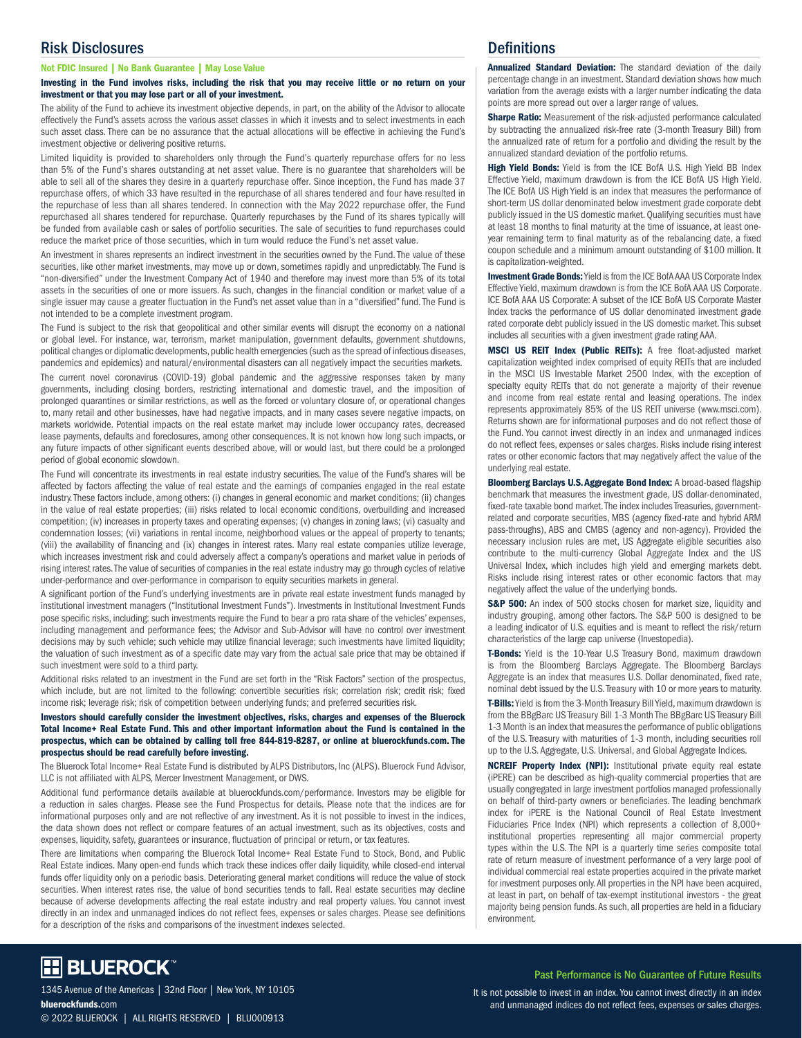## Risk Disclosures

**Not FDIC Insured | No Bank Guarantee | May Lose Value**

**Investing in the Fund involves risks, including the risk that you may receive little or no return on your investment or that you may lose part or all of your investment.**

The ability of the Fund to achieve its investment objective depends, in part, on the ability of the Advisor to allocate effectively the Fund's assets across the various asset classes in which it invests and to select investments in each such asset class. There can be no assurance that the actual allocations will be effective in achieving the Fund's investment objective or delivering positive returns.

Limited liquidity is provided to shareholders only through the Fund's quarterly repurchase offers for no less than 5% of the Fund's shares outstanding at net asset value. There is no guarantee that shareholders will be able to sell all of the shares they desire in a quarterly repurchase offer. Since inception, the Fund has made 37 repurchase offers, of which 33 have resulted in the repurchase of all shares tendered and four have resulted in the repurchase of less than all shares tendered. In connection with the May 2022 repurchase offer, the Fund repurchased all shares tendered for repurchase. Quarterly repurchases by the Fund of its shares typically will be funded from available cash or sales of portfolio securities. The sale of securities to fund repurchases could reduce the market price of those securities, which in turn would reduce the Fund's net asset value.

An investment in shares represents an indirect investment in the securities owned by the Fund. The value of these securities, like other market investments, may move up or down, sometimes rapidly and unpredictably. The Fund is "non-diversified" under the Investment Company Act of 1940 and therefore may invest more than 5% of its total assets in the securities of one or more issuers. As such, changes in the financial condition or market value of a single issuer may cause a greater fluctuation in the Fund's net asset value than in a "diversified" fund. The Fund is not intended to be a complete investment program.

The Fund is subject to the risk that geopolitical and other similar events will disrupt the economy on a national or global level. For instance, war, terrorism, market manipulation, government defaults, government shutdowns, political changes or diplomatic developments, public health emergencies (such as the spread of infectious diseases, pandemics and epidemics) and natural/environmental disasters can all negatively impact the securities markets.

The current novel coronavirus (COVID-19) global pandemic and the aggressive responses taken by many governments, including closing borders, restricting international and domestic travel, and the imposition of prolonged quarantines or similar restrictions, as well as the forced or voluntary closure of, or operational changes to, many retail and other businesses, have had negative impacts, and in many cases severe negative impacts, on markets worldwide. Potential impacts on the real estate market may include lower occupancy rates, decreased lease payments, defaults and foreclosures, among other consequences. It is not known how long such impacts, or any future impacts of other significant events described above, will or would last, but there could be a prolonged period of global economic slowdown.

The Fund will concentrate its investments in real estate industry securities. The value of the Fund's shares will be affected by factors affecting the value of real estate and the earnings of companies engaged in the real estate industry. These factors include, among others: (i) changes in general economic and market conditions; (ii) changes in the value of real estate properties; (iii) risks related to local economic conditions, overbuilding and increased competition; (iv) increases in property taxes and operating expenses; (v) changes in zoning laws; (vi) casualty and condemnation losses; (vii) variations in rental income, neighborhood values or the appeal of property to tenants; (viii) the availability of financing and (ix) changes in interest rates. Many real estate companies utilize leverage, which increases investment risk and could adversely affect a company's operations and market value in periods of rising interest rates. The value of securities of companies in the real estate industry may go through cycles of relative under-performance and over-performance in comparison to equity securities markets in general.

A significant portion of the Fund's underlying investments are in private real estate investment funds managed by institutional investment managers ("Institutional Investment Funds"). Investments in Institutional Investment Funds pose specific risks, including: such investments require the Fund to bear a pro rata share of the vehicles' expenses, including management and performance fees; the Advisor and Sub-Advisor will have no control over investment decisions may by such vehicle; such vehicle may utilize financial leverage; such investments have limited liquidity; the valuation of such investment as of a specific date may vary from the actual sale price that may be obtained if such investment were sold to a third party.

Additional risks related to an investment in the Fund are set forth in the "Risk Factors" section of the prospectus, which include, but are not limited to the following: convertible securities risk; correlation risk; credit risk; fixed income risk; leverage risk; risk of competition between underlying funds; and preferred securities risk.

**Investors should carefully consider the investment objectives, risks, charges and expenses of the Bluerock Total Income+ Real Estate Fund. This and other important information about the Fund is contained in the prospectus, which can be obtained by calling toll free 844-819-8287, or online at bluerockfunds.com. The prospectus should be read carefully before investing.**

The Bluerock Total Income+ Real Estate Fund is distributed by ALPS Distributors, Inc (ALPS). Bluerock Fund Advisor, LLC is not affiliated with ALPS, Mercer Investment Management, or DWS.

Additional fund performance details available at bluerockfunds.com/performance. Investors may be eligible for a reduction in sales charges. Please see the Fund Prospectus for details. Please note that the indices are for informational purposes only and are not reflective of any investment. As it is not possible to invest in the indices, the data shown does not reflect or compare features of an actual investment, such as its objectives, costs and expenses, liquidity, safety, guarantees or insurance, fluctuation of principal or return, or tax features.

There are limitations when comparing the Bluerock Total Income+ Real Estate Fund to Stock, Bond, and Public Real Estate indices. Many open-end funds which track these indices offer daily liquidity, while closed-end interval funds offer liquidity only on a periodic basis. Deteriorating general market conditions will reduce the value of stock securities. When interest rates rise, the value of bond securities tends to fall. Real estate securities may decline because of adverse developments affecting the real estate industry and real property values. You cannot invest directly in an index and unmanaged indices do not reflect fees, expenses or sales charges. Please see definitions for a description of the risks and comparisons of the investment indexes selected.

## Definitions

**Annualized Standard Deviation:** The standard deviation of the daily percentage change in an investment. Standard deviation shows how much variation from the average exists with a larger number indicating the data points are more spread out over a larger range of values.

**Sharpe Ratio:** Measurement of the risk-adjusted performance calculated by subtracting the annualized risk-free rate (3-month Treasury Bill) from the annualized rate of return for a portfolio and dividing the result by the annualized standard deviation of the portfolio returns.

**High Yield Bonds:** Yield is from the ICE BofA U.S. High Yield BB Index Effective Yield, maximum drawdown is from the ICE BofA US High Yield. The ICE BofA US High Yield is an index that measures the performance of short-term US dollar denominated below investment grade corporate debt publicly issued in the US domestic market. Qualifying securities must have at least 18 months to final maturity at the time of issuance, at least one-year remaining term to final maturity as of the rebalancing date, a fixed coupon schedule and a minimum amount outstanding of $100 million. It is capitalization-weighted.

**Investment Grade Bonds:** Yield is from the ICE BofA AAA US Corporate Index Effective Yield, maximum drawdown is from the ICE BofA AAA US Corporate. ICE BofA AAA US Corporate: A subset of the ICE BofA US Corporate Master Index tracks the performance of US dollar denominated investment grade rated corporate debt publicly issued in the US domestic market. This subset includes all securities with a given investment grade rating AAA.

**MSCI US REIT Index (Public REITs):** A free float-adjusted market capitalization weighted index comprised of equity REITs that are included in the MSCI US Investable Market 2500 Index, with the exception of specialty equity REITs that do not generate a majority of their revenue and income from real estate rental and leasing operations. The index represents approximately 85% of the US REIT universe (www.msci.com). Returns shown are for informational purposes and do not reflect those of the Fund. You cannot invest directly in an index and unmanaged indices do not reflect fees, expenses or sales charges. Risks include rising interest rates or other economic factors that may negatively affect the value of the underlying real estate.

**Bloomberg Barclays U.S. Aggregate Bond Index:** A broad-based flagship benchmark that measures the investment grade, US dollar-denominated, fixed-rate taxable bond market. The index includes Treasuries, government-related and corporate securities, MBS (agency fixed-rate and hybrid ARM pass-throughs), ABS and CMBS (agency and non-agency). Provided the necessary inclusion rules are met, US Aggregate eligible securities also contribute to the multi-currency Global Aggregate Index and the US Universal Index, which includes high yield and emerging markets debt. Risks include rising interest rates or other economic factors that may negatively affect the value of the underlying bonds.

**S&P 500:** An index of 500 stocks chosen for market size, liquidity and industry grouping, among other factors. The S&P 500 is designed to be a leading indicator of U.S. equities and is meant to reflect the risk/return characteristics of the large cap universe (Investopedia).

**T-Bonds:** Yield is the 10-Year U.S Treasury Bond, maximum drawdown is from the Bloomberg Barclays Aggregate. The Bloomberg Barclays Aggregate is an index that measures U.S. Dollar denominated, fixed rate, nominal debt issued by the U.S. Treasury with 10 or more years to maturity.

**T-Bills:** Yield is from the 3-Month Treasury Bill Yield, maximum drawdown is from the BBgBarc US Treasury Bill 1-3 Month The BBgBarc US Treasury Bill 1-3 Month is an index that measures the performance of public obligations of the U.S. Treasury with maturities of 1-3 month, including securities roll up to the U.S. Aggregate, U.S. Universal, and Global Aggregate Indices.

**NCREIF Property Index (NPI):** Institutional private equity real estate (iPERE) can be described as high-quality commercial properties that are usually congregated in large investment portfolios managed professionally on behalf of third-party owners or beneficiaries. The leading benchmark index for iPERE is the National Council of Real Estate Investment Fiduciaries Price Index (NPI) which represents a collection of 8,000+ institutional properties representing all major commercial property types within the U.S. The NPI is a quarterly time series composite total rate of return measure of investment performance of a very large pool of individual commercial real estate properties acquired in the private market for investment purposes only. All properties in the NPI have been acquired, at least in part, on behalf of tax-exempt institutional investors - the great majority being pension funds. As such, all properties are held in a fiduciary environment.

BLUEROCK™

1345 Avenue of the Americas | 32nd Floor | New York, NY 10105

**bluerockfunds.**com

© 2022 BLUEROCK | ALL RIGHTS RESERVED | BLU000913

**Past Performance is No Guarantee of Future Results**

It is not possible to invest in an index. You cannot invest directly in an index and unmanaged indices do not reflect fees, expenses or sales charges.